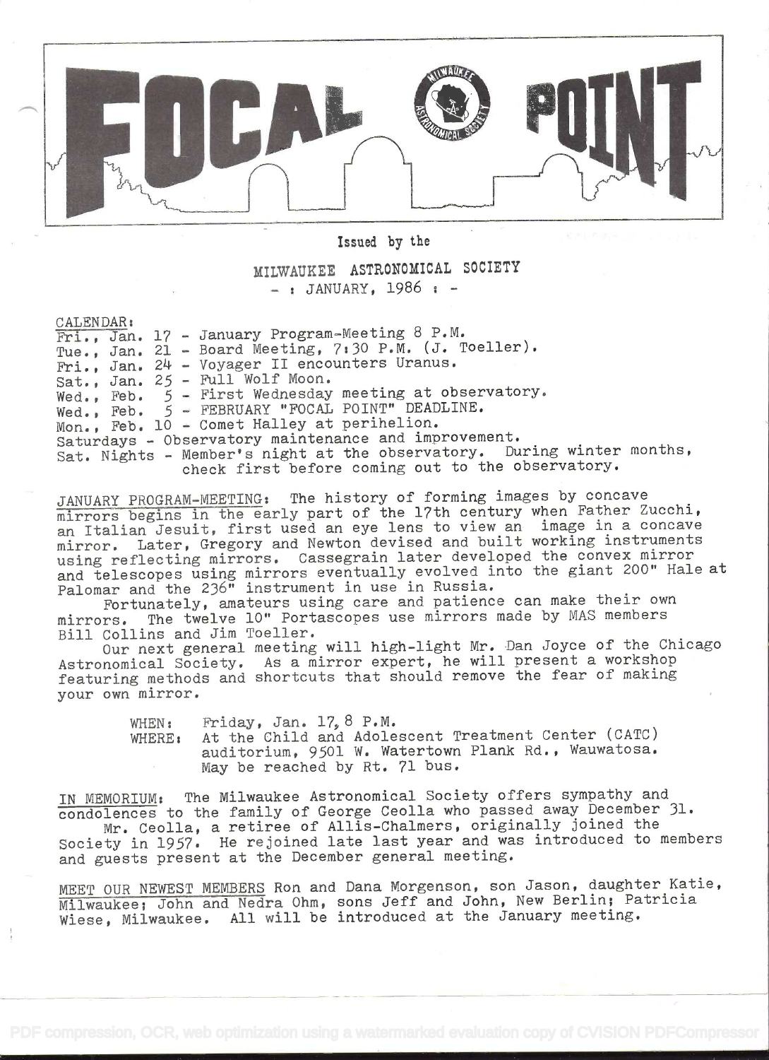# FOCAL POINT

Issued by the

MILWAUKEE ASTRONOMICAL SOCIETY

- : JANUARY, 1986 : -

CALENDAR:

Fri., Jan. 17 - January Program-Meeting 8 P.M.
Tue., Jan. 21 - Board Meeting, 7:30 P.M. (J. Toeller).
Fri., Jan. 24 - Voyager II encounters Uranus.
Sat., Jan. 25 - Full Wolf Moon.
Wed., Feb. 5 - First Wednesday meeting at observatory.
Wed., Feb. 5 - FEBRUARY "FOCAL POINT" DEADLINE.
Mon., Feb. 10 - Comet Halley at perihelion.
Saturdays - Observatory maintenance and improvement.
Sat. Nights - Member's night at the observatory. During winter months, check first before coming out to the observatory.

JANUARY PROGRAM-MEETING: The history of forming images by concave mirrors begins in the early part of the 17th century when Father Zucchi, an Italian Jesuit, first used an eye lens to view an image in a concave mirror. Later, Gregory and Newton devised and built working instruments using reflecting mirrors. Cassegrain later developed the convex mirror and telescopes using mirrors eventually evolved into the giant 200" Hale at Palomar and the 236" instrument in use in Russia.

Fortunately, amateurs using care and patience can make their own mirrors. The twelve 10" Portascopes use mirrors made by MAS members Bill Collins and Jim Toeller.

Our next general meeting will high-light Mr. Dan Joyce of the Chicago Astronomical Society. As a mirror expert, he will present a workshop featuring methods and shortcuts that should remove the fear of making your own mirror.

WHEN: Friday, Jan. 17, 8 P.M.
WHERE: At the Child and Adolescent Treatment Center (CATC) auditorium, 9501 W. Watertown Plank Rd., Wauwatosa. May be reached by Rt. 71 bus.

IN MEMORIUM: The Milwaukee Astronomical Society offers sympathy and condolences to the family of George Ceolla who passed away December 31.

Mr. Ceolla, a retiree of Allis-Chalmers, originally joined the Society in 1957. He rejoined late last year and was introduced to members and guests present at the December general meeting.

MEET OUR NEWEST MEMBERS Ron and Dana Morgenson, son Jason, daughter Katie, Milwaukee; John and Nedra Ohm, sons Jeff and John, New Berlin; Patricia Wiese, Milwaukee. All will be introduced at the January meeting.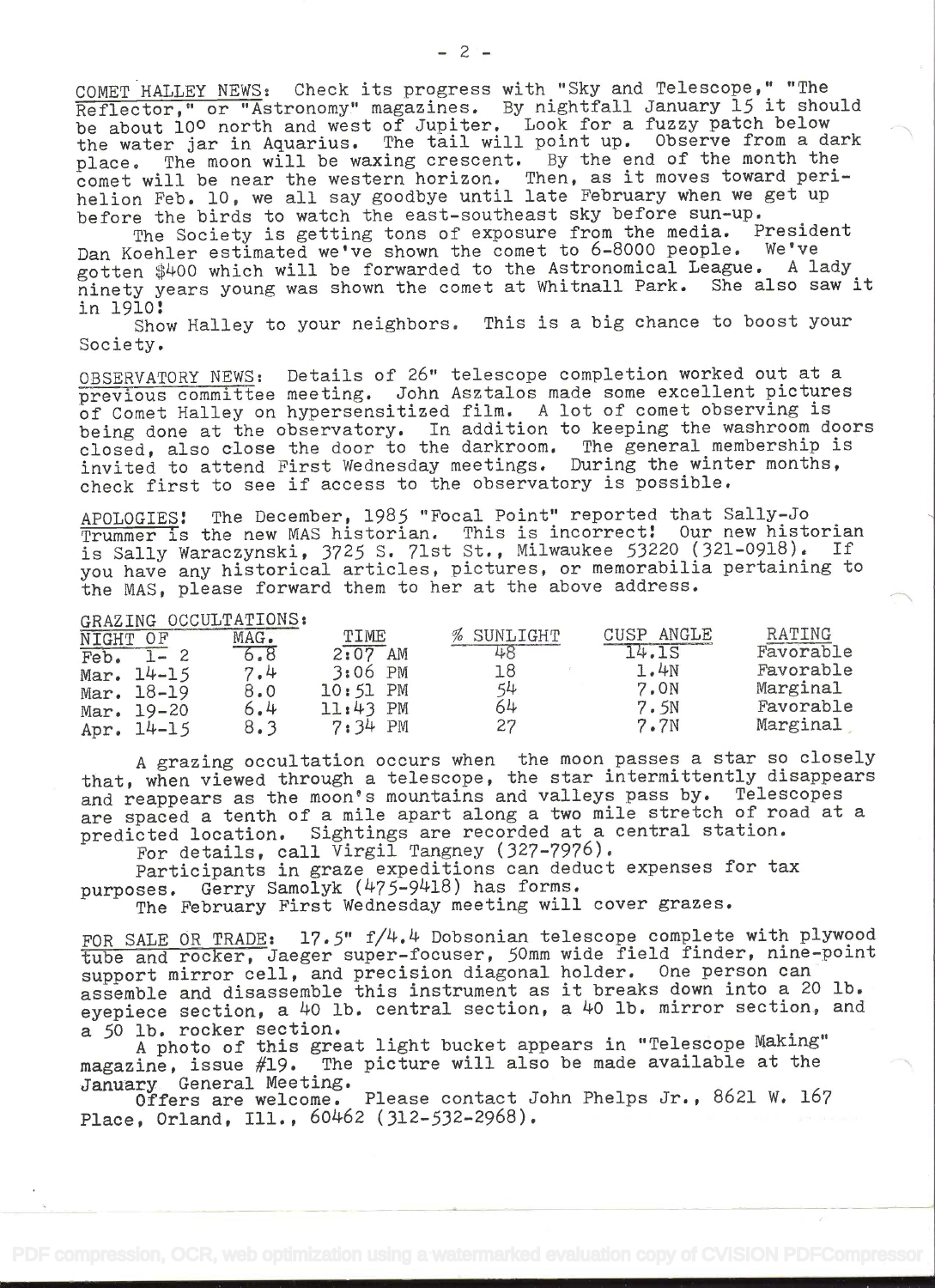COMET HALLEY NEWS: Check its progress with "Sky and Telescope," "The Reflector," or "Astronomy" magazines. By nightfall January 15 it should be about 10° north and west of Jupiter. Look for a fuzzy patch below the water jar in Aquarius. The tail will point up. Observe from a dark place. The moon will be waxing crescent. By the end of the month the comet will be near the western horizon. Then, as it moves toward perihelion Feb. 10, we all say goodbye until late February when we get up before the birds to watch the east-southeast sky before sun-up.

The Society is getting tons of exposure from the media. President Dan Koehler estimated we've shown the comet to 6-8000 people. We've gotten $400 which will be forwarded to the Astronomical League. A lady ninety years young was shown the comet at Whitnall Park. She also saw it in 1910!

Show Halley to your neighbors. This is a big chance to boost your Society.

OBSERVATORY NEWS: Details of 26" telescope completion worked out at a previous committee meeting. John Asztalos made some excellent pictures of Comet Halley on hypersensitized film. A lot of comet observing is being done at the observatory. In addition to keeping the washroom doors closed, also close the door to the darkroom. The general membership is invited to attend First Wednesday meetings. During the winter months, check first to see if access to the observatory is possible.

APOLOGIES! The December, 1985 "Focal Point" reported that Sally-Jo Trummer is the new MAS historian. This is incorrect! Our new historian is Sally Waraczynski, 3725 S. 71st St., Milwaukee 53220 (321-0918). If you have any historical articles, pictures, or memorabilia pertaining to the MAS, please forward them to her at the above address.

GRAZING OCCULTATIONS:

| NIGHT OF | MAG. | TIME | % SUNLIGHT | CUSP ANGLE | RATING |
|---|---|---|---|---|---|
| Feb. 1- 2 | 6.8 | 2:07 AM | 48 | 14.1S | Favorable |
| Mar. 14-15 | 7.4 | 3:06 PM | 18 | 1.4N | Favorable |
| Mar. 18-19 | 8.0 | 10:51 PM | 54 | 7.0N | Marginal |
| Mar. 19-20 | 6.4 | 11:43 PM | 64 | 7.5N | Favorable |
| Apr. 14-15 | 8.3 | 7:34 PM | 27 | 7.7N | Marginal |

A grazing occultation occurs when the moon passes a star so closely that, when viewed through a telescope, the star intermittently disappears and reappears as the moon's mountains and valleys pass by. Telescopes are spaced a tenth of a mile apart along a two mile stretch of road at a predicted location. Sightings are recorded at a central station.

For details, call Virgil Tangney (327-7976).

Participants in graze expeditions can deduct expenses for tax purposes. Gerry Samolyk (475-9418) has forms.

The February First Wednesday meeting will cover grazes.

FOR SALE OR TRADE: 17.5" f/4.4 Dobsonian telescope complete with plywood tube and rocker, Jaeger super-focuser, 50mm wide field finder, nine-point support mirror cell, and precision diagonal holder. One person can assemble and disassemble this instrument as it breaks down into a 20 lb. eyepiece section, a 40 lb. central section, a 40 lb. mirror section, and a 50 lb. rocker section.

A photo of this great light bucket appears in "Telescope Making" magazine, issue #19. The picture will also be made available at the January General Meeting.

Offers are welcome. Please contact John Phelps Jr., 8621 W. 167 Place, Orland, Ill., 60462 (312-532-2968).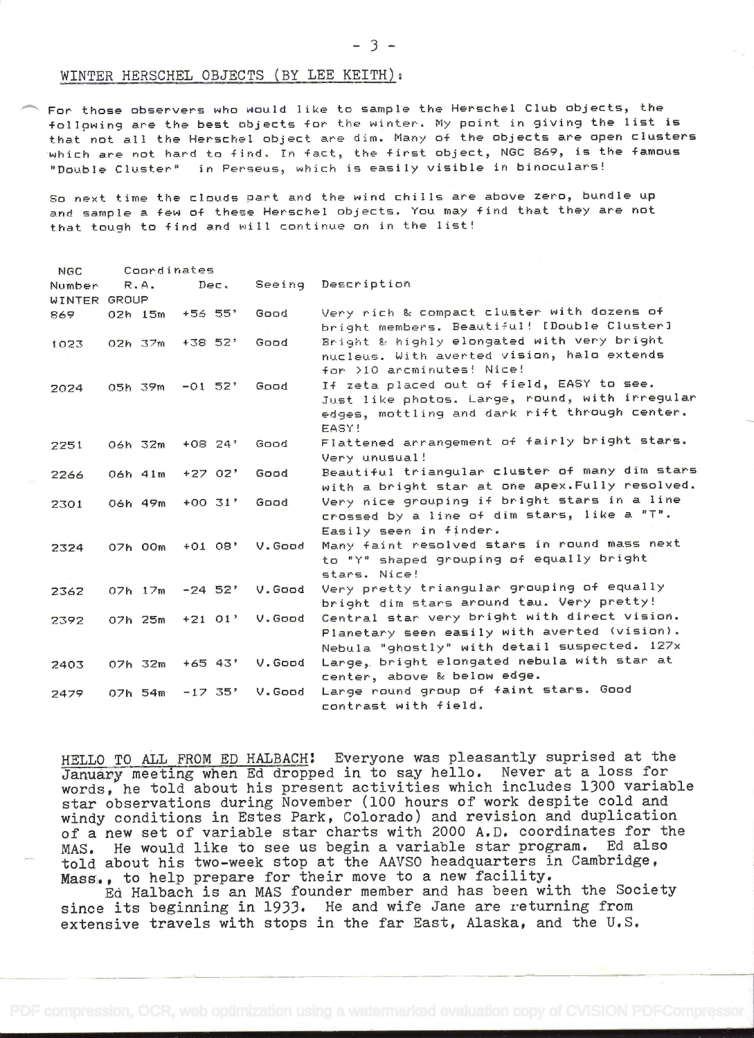## WINTER HERSCHEL OBJECTS (BY LEE KEITH):

For those observers who would like to sample the Herschel Club objects, the following are the best objects for the winter. My point in giving the list is that not all the Herschel object are dim. Many of the objects are open clusters which are not hard to find. In fact, the first object, NGC 869, is the famous "Double Cluster" in Perseus, which is easily visible in binoculars!

So next time the clouds part and the wind chills are above zero, bundle up and sample a few of these Herschel objects. You may find that they are not that tough to find and will continue on in the list!

| NGC Number | Coordinates R.A. | Dec. | Seeing | Description |
|---|---|---|---|---|
| WINTER GROUP | | | | |
| 869 | 02h 15m | +56 55' | Good | Very rich & compact cluster with dozens of bright members. Beautiful! [Double Cluster] |
| 1023 | 02h 37m | +38 52' | Good | Bright & highly elongated with very bright nucleus. With averted vision, halo extends for >10 arcminutes! Nice! |
| 2024 | 05h 39m | -01 52' | Good | If zeta placed out of field, EASY to see. Just like photos. Large, round, with irregular edges, mottling and dark rift through center. EASY! |
| 2251 | 06h 32m | +08 24' | Good | Flattened arrangement of fairly bright stars. Very unusual! |
| 2266 | 06h 41m | +27 02' | Good | Beautiful triangular cluster of many dim stars with a bright star at one apex.Fully resolved. |
| 2301 | 06h 49m | +00 31' | Good | Very nice grouping if bright stars in a line crossed by a line of dim stars, like a "T". Easily seen in finder. |
| 2324 | 07h 00m | +01 08' | V.Good | Many faint resolved stars in round mass next to "Y" shaped grouping of equally bright stars. Nice! |
| 2362 | 07h 17m | -24 52' | V.Good | Very pretty triangular grouping of equally bright dim stars around tau. Very pretty! |
| 2392 | 07h 25m | +21 01' | V.Good | Central star very bright with direct vision. Planetary seen easily with averted (vision). Nebula "ghostly" with detail suspected. 127x |
| 2403 | 07h 32m | +65 43' | V.Good | Large, bright elongated nebula with star at center, above & below edge. |
| 2479 | 07h 54m | -17 35' | V.Good | Large round group of faint stars. Good contrast with field. |

HELLO TO ALL FROM ED HALBACH! Everyone was pleasantly suprised at the January meeting when Ed dropped in to say hello. Never at a loss for words, he told about his present activities which includes 1300 variable star observations during November (100 hours of work despite cold and windy conditions in Estes Park, Colorado) and revision and duplication of a new set of variable star charts with 2000 A.D. coordinates for the MAS. He would like to see us begin a variable star program. Ed also told about his two-week stop at the AAVSO headquarters in Cambridge, Mass., to help prepare for their move to a new facility.

Ed Halbach is an MAS founder member and has been with the Society since its beginning in 1933. He and wife Jane are returning from extensive travels with stops in the far East, Alaska, and the U.S.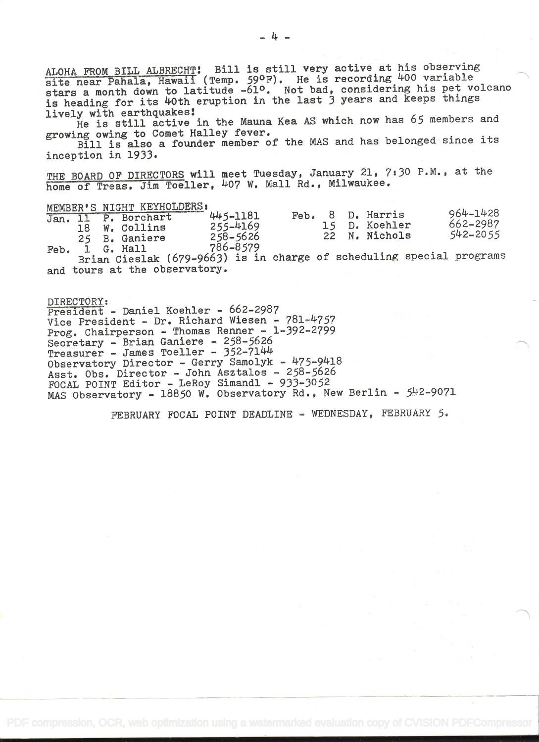**ALOHA FROM BILL ALBRECHT!** Bill is still very active at his observing site near Pahala, Hawaii (Temp. 59°F). He is recording 400 variable stars a month down to latitude -61°. Not bad, considering his pet volcano is heading for its 40th eruption in the last 3 years and keeps things lively with earthquakes!

He is still active in the Mauna Kea AS which now has 65 members and growing owing to Comet Halley fever.

Bill is also a founder member of the MAS and has belonged since its inception in 1933.

**THE BOARD OF DIRECTORS** will meet Tuesday, January 21, 7:30 P.M., at the home of Treas. Jim Toeller, 407 W. Mall Rd., Milwaukee.

**MEMBER'S NIGHT KEYHOLDERS:**

| | | | | | |
|---|---|---|---|---|---|
| Jan. 11 | P. Borchart | 445-1181 | Feb. 8 | D. Harris | 964-1428 |
| 18 | W. Collins | 255-4169 | 15 | D. Koehler | 662-2987 |
| 25 | B. Ganiere | 258-5626 | 22 | N. Nichols | 542-2055 |
| Feb. 1 | G. Hall | 786-8579 | | | |

Brian Cieslak (679-9663) is in charge of scheduling special programs and tours at the observatory.

**DIRECTORY:**

President - Daniel Koehler - 662-2987
Vice President - Dr. Richard Wiesen - 781-4757
Prog. Chairperson - Thomas Renner - 1-392-2799
Secretary - Brian Ganiere - 258-5626
Treasurer - James Toeller - 352-7144
Observatory Director - Gerry Samolyk - 475-9418
Asst. Obs. Director - John Asztalos - 258-5626
FOCAL POINT Editor - LeRoy Simandl - 933-3052
MAS Observatory - 18850 W. Observatory Rd., New Berlin - 542-9071

FEBRUARY FOCAL POINT DEADLINE - WEDNESDAY, FEBRUARY 5.